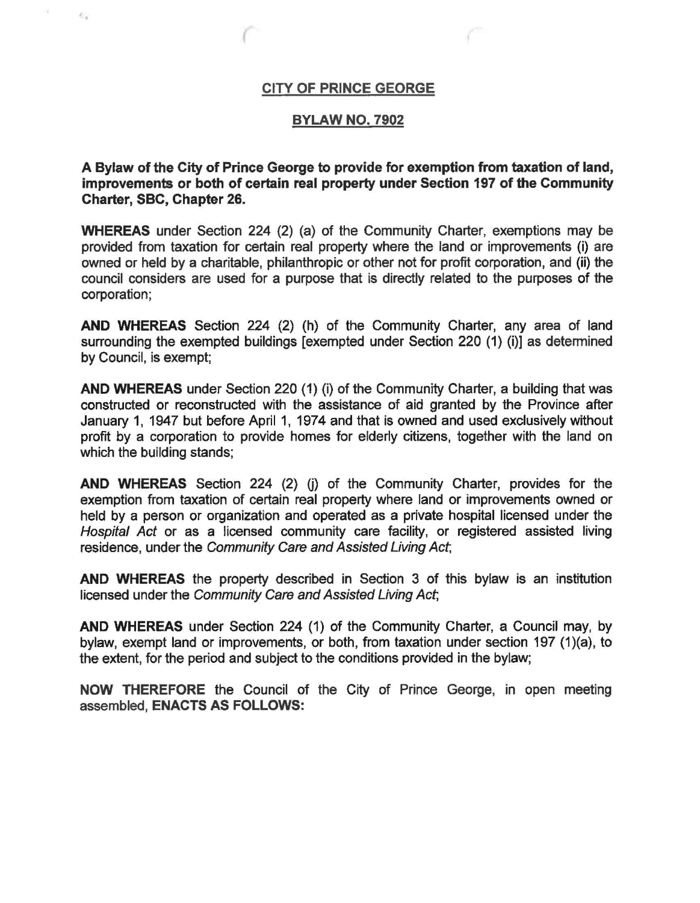# CITY OF PRINCE GEORGE

## BYLAW NO. 7902

**A Bylaw of the City of Prince George to provide for exemption from taxation of land, improvements or both of certain real property under Section 197 of the Community Charter, SBC, Chapter 26.**

**WHEREAS** under Section 224 (2) (a) of the Community Charter, exemptions may be provided from taxation for certain real property where the land or improvements (i) are owned or held by a charitable, philanthropic or other not for profit corporation, and (ii) the council considers are used for a purpose that is directly related to the purposes of the corporation;

**AND WHEREAS** Section 224 (2) (h) of the Community Charter, any area of land surrounding the exempted buildings [exempted under Section 220 (1) (i)] as determined by Council, is exempt;

**AND WHEREAS** under Section 220 (1) (i) of the Community Charter, a building that was constructed or reconstructed with the assistance of aid granted by the Province after January 1, 1947 but before April 1, 1974 and that is owned and used exclusively without profit by a corporation to provide homes for elderly citizens, together with the land on which the building stands;

**AND WHEREAS** Section 224 (2) (j) of the Community Charter, provides for the exemption from taxation of certain real property where land or improvements owned or held by a person or organization and operated as a private hospital licensed under the *Hospital Act* or as a licensed community care facility, or registered assisted living residence, under the *Community Care and Assisted Living Act*;

**AND WHEREAS** the property described in Section 3 of this bylaw is an institution licensed under the *Community Care and Assisted Living Act*;

**AND WHEREAS** under Section 224 (1) of the Community Charter, a Council may, by bylaw, exempt land or improvements, or both, from taxation under section 197 (1)(a), to the extent, for the period and subject to the conditions provided in the bylaw;

**NOW THEREFORE** the Council of the City of Prince George, in open meeting assembled, **ENACTS AS FOLLOWS:**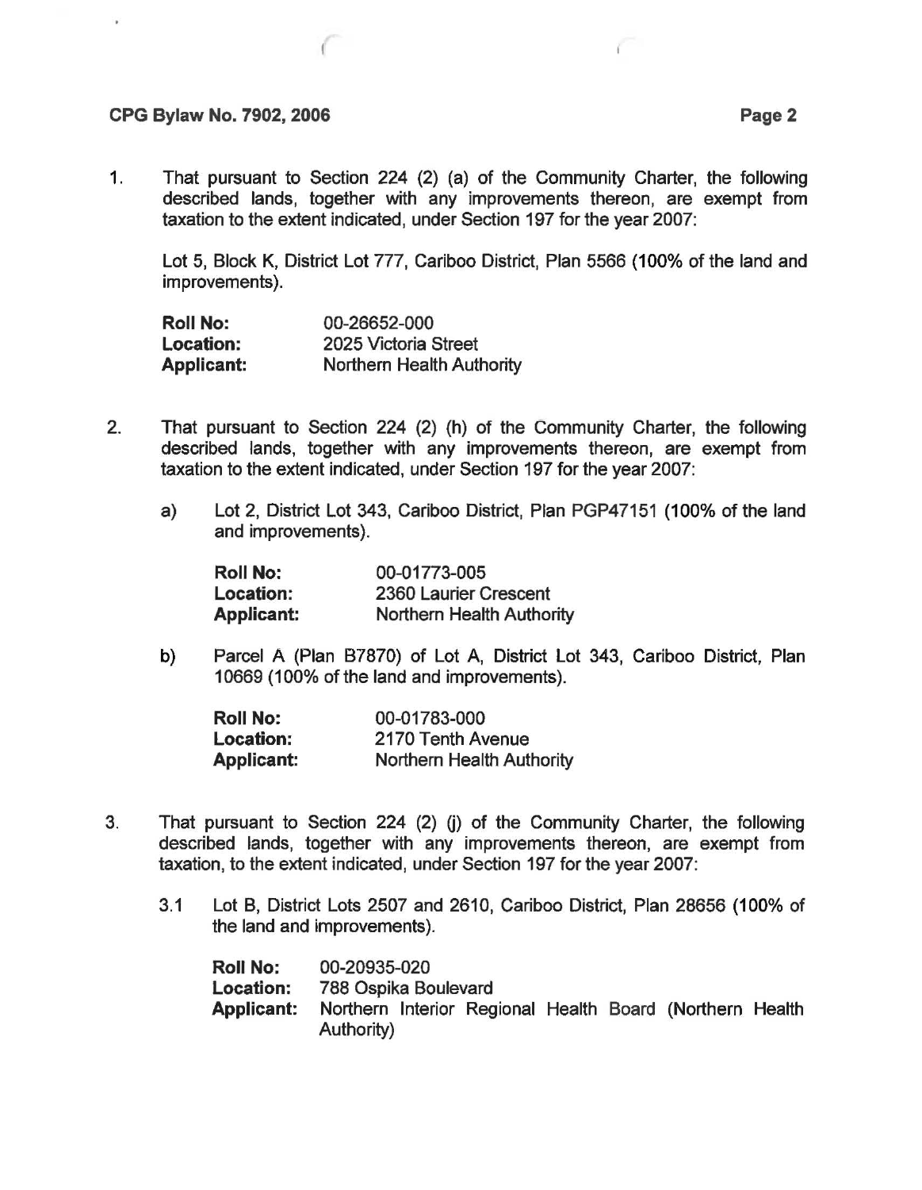1. That pursuant to Section 224 (2) (a) of the Community Charter, the following described lands, together with any improvements thereon, are exempt from taxation to the extent indicated, under Section 197 for the year 2007:

   Lot 5, Block K, District Lot 777, Cariboo District, Plan 5566 (100% of the land and improvements).

   **Roll No:** 00-26652-000
   **Location:** 2025 Victoria Street
   **Applicant:** Northern Health Authority

2. That pursuant to Section 224 (2) (h) of the Community Charter, the following described lands, together with any improvements thereon, are exempt from taxation to the extent indicated, under Section 197 for the year 2007:

   a) Lot 2, District Lot 343, Cariboo District, Plan PGP47151 (100% of the land and improvements).

      **Roll No:** 00-01773-005
      **Location:** 2360 Laurier Crescent
      **Applicant:** Northern Health Authority

   b) Parcel A (Plan B7870) of Lot A, District Lot 343, Cariboo District, Plan 10669 (100% of the land and improvements).

      **Roll No:** 00-01783-000
      **Location:** 2170 Tenth Avenue
      **Applicant:** Northern Health Authority

3. That pursuant to Section 224 (2) (j) of the Community Charter, the following described lands, together with any improvements thereon, are exempt from taxation, to the extent indicated, under Section 197 for the year 2007:

   3.1 Lot B, District Lots 2507 and 2610, Cariboo District, Plan 28656 (100% of the land and improvements).

      **Roll No:** 00-20935-020
      **Location:** 788 Ospika Boulevard
      **Applicant:** Northern Interior Regional Health Board (Northern Health Authority)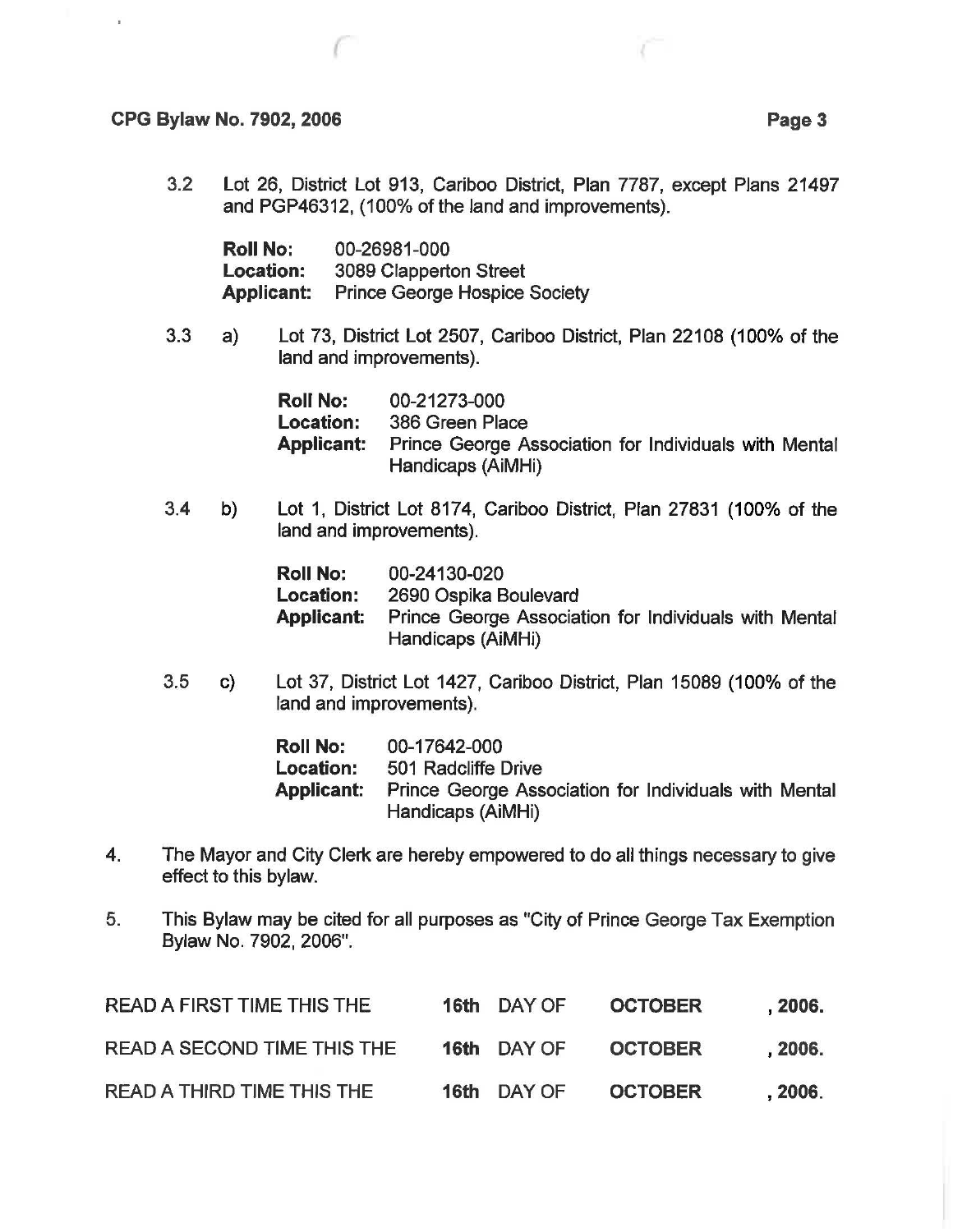3.2 Lot 26, District Lot 913, Cariboo District, Plan 7787, except Plans 21497 and PGP46312, (100% of the land and improvements).

**Roll No:** 00-26981-000
**Location:** 3089 Clapperton Street
**Applicant:** Prince George Hospice Society

3.3 a) Lot 73, District Lot 2507, Cariboo District, Plan 22108 (100% of the land and improvements).

**Roll No:** 00-21273-000
**Location:** 386 Green Place
**Applicant:** Prince George Association for Individuals with Mental Handicaps (AiMHi)

3.4 b) Lot 1, District Lot 8174, Cariboo District, Plan 27831 (100% of the land and improvements).

**Roll No:** 00-24130-020
**Location:** 2690 Ospika Boulevard
**Applicant:** Prince George Association for Individuals with Mental Handicaps (AiMHi)

3.5 c) Lot 37, District Lot 1427, Cariboo District, Plan 15089 (100% of the land and improvements).

**Roll No:** 00-17642-000
**Location:** 501 Radcliffe Drive
**Applicant:** Prince George Association for Individuals with Mental Handicaps (AiMHi)

4. The Mayor and City Clerk are hereby empowered to do all things necessary to give effect to this bylaw.

5. This Bylaw may be cited for all purposes as "City of Prince George Tax Exemption Bylaw No. 7902, 2006".

READ A FIRST TIME THIS THE **16th** DAY OF **OCTOBER** **, 2006.**

READ A SECOND TIME THIS THE **16th** DAY OF **OCTOBER** **, 2006.**

READ A THIRD TIME THIS THE **16th** DAY OF **OCTOBER** **, 2006.**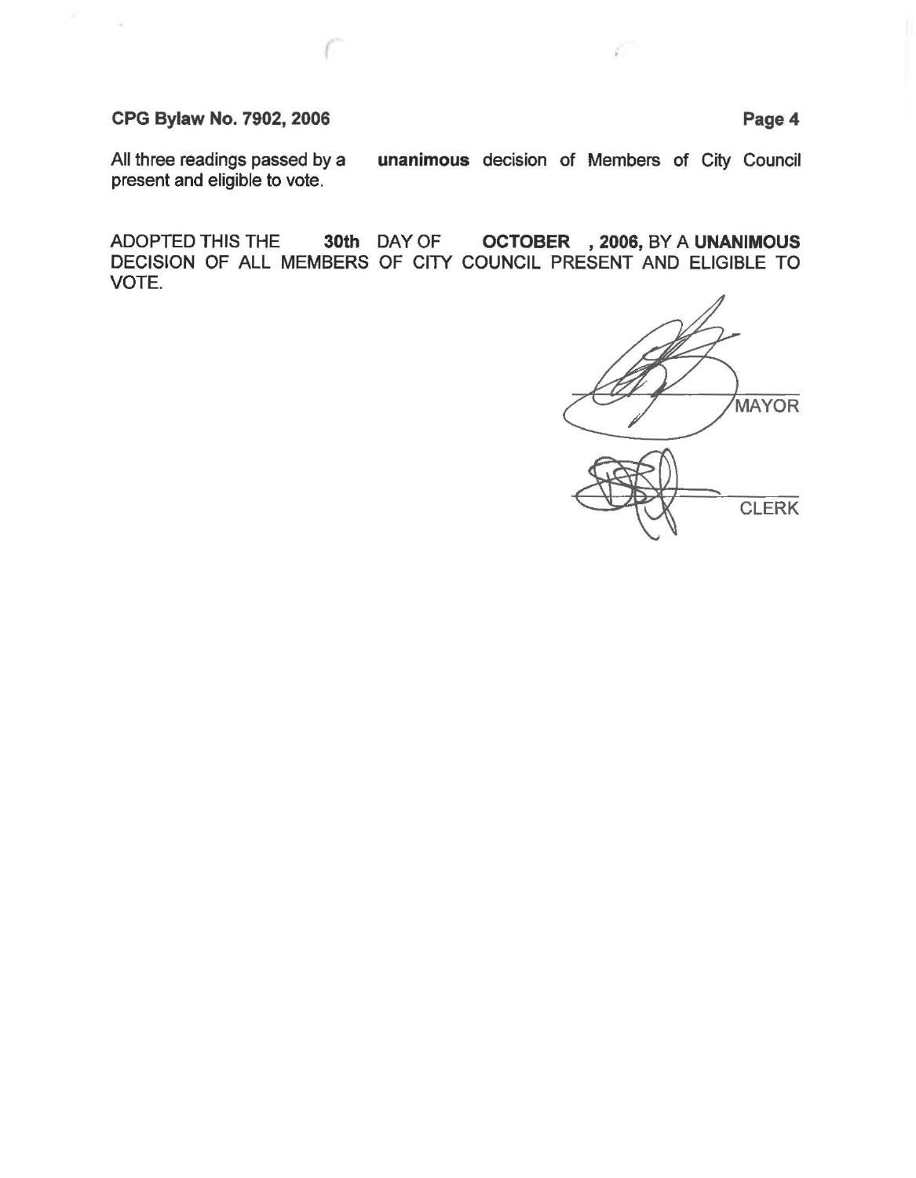All three readings passed by a **unanimous** decision of Members of City Council present and eligible to vote.

ADOPTED THIS THE **30th** DAY OF **OCTOBER , 2006,** BY A **UNANIMOUS** DECISION OF ALL MEMBERS OF CITY COUNCIL PRESENT AND ELIGIBLE TO VOTE.

MAYOR

CLERK